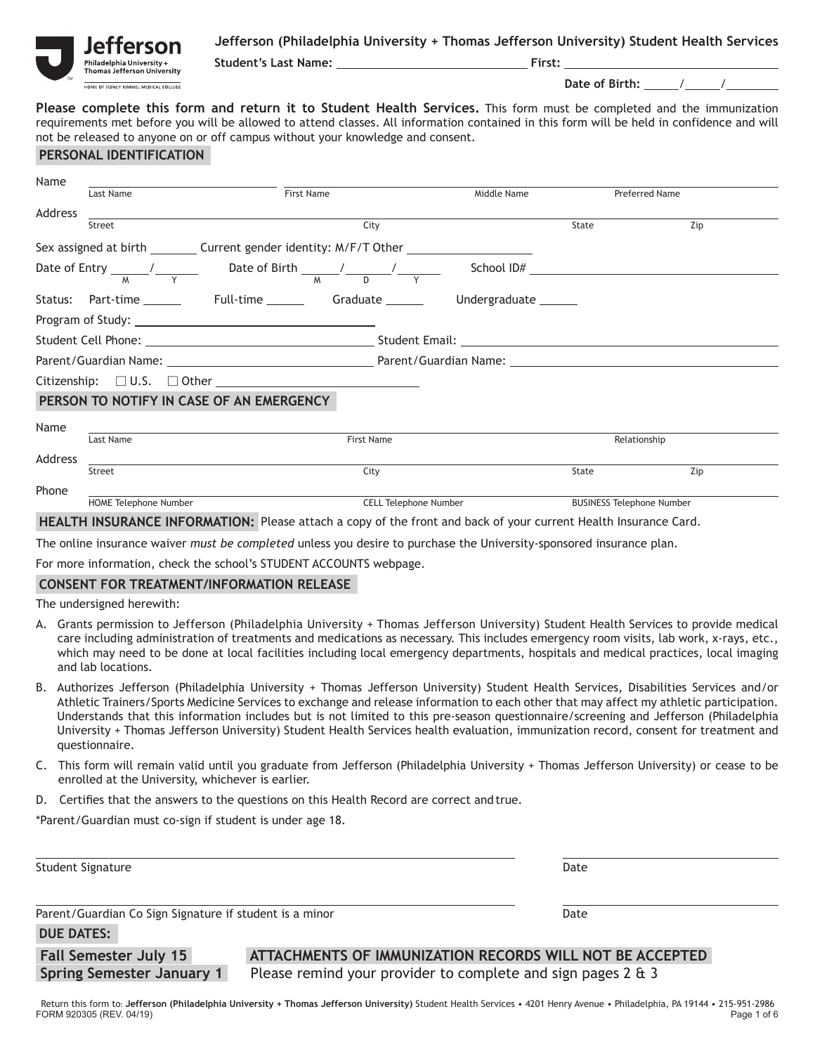**Jefferson**
Philadelphia University + Thomas Jefferson University
HOME OF SIDNEY KIMMEL MEDICAL COLLEGE

**Jefferson (Philadelphia University + Thomas Jefferson University) Student Health Services**

**Student's Last Name:** ______________________ **First:** ______________________

**Date of Birth:** ____/____/______

**Please complete this form and return it to Student Health Services.** This form must be completed and the immunization requirements met before you will be allowed to attend classes. All information contained in this form will be held in confidence and will not be released to anyone on or off campus without your knowledge and consent.

## PERSONAL IDENTIFICATION

Name ______________________________________________
Last Name | First Name | Middle Name | Preferred Name

Address ______________________________________________
Street | City | State | Zip

Sex assigned at birth _______ Current gender identity: M/F/T Other ____________

Date of Entry ____/____ (M / Y) Date of Birth ____/____/____ (M / D / Y) School ID# ____________

Status: Part-time ______ Full-time ______ Graduate ______ Undergraduate ______

Program of Study: ______________________

Student Cell Phone: ______________________ Student Email: ______________________

Parent/Guardian Name: ______________________ Parent/Guardian Name: ______________________

Citizenship: ☐ U.S. ☐ Other ______________________

## PERSON TO NOTIFY IN CASE OF AN EMERGENCY

Name ______________________________________________
Last Name | First Name | Relationship

Address ______________________________________________
Street | City | State | Zip

Phone ______________________________________________
HOME Telephone Number | CELL Telephone Number | BUSINESS Telephone Number

**HEALTH INSURANCE INFORMATION:** Please attach a copy of the front and back of your current Health Insurance Card.

The online insurance waiver *must be completed* unless you desire to purchase the University-sponsored insurance plan.

For more information, check the school's STUDENT ACCOUNTS webpage.

## CONSENT FOR TREATMENT/INFORMATION RELEASE

The undersigned herewith:

A. Grants permission to Jefferson (Philadelphia University + Thomas Jefferson University) Student Health Services to provide medical care including administration of treatments and medications as necessary. This includes emergency room visits, lab work, x-rays, etc., which may need to be done at local facilities including local emergency departments, hospitals and medical practices, local imaging and lab locations.

B. Authorizes Jefferson (Philadelphia University + Thomas Jefferson University) Student Health Services, Disabilities Services and/or Athletic Trainers/Sports Medicine Services to exchange and release information to each other that may affect my athletic participation. Understands that this information includes but is not limited to this pre-season questionnaire/screening and Jefferson (Philadelphia University + Thomas Jefferson University) Student Health Services health evaluation, immunization record, consent for treatment and questionnaire.

C. This form will remain valid until you graduate from Jefferson (Philadelphia University + Thomas Jefferson University) or cease to be enrolled at the University, whichever is earlier.

D. Certifies that the answers to the questions on this Health Record are correct and true.

*Parent/Guardian must co-sign if student is under age 18.

______________________________________________ ______________________
Student Signature | Date

______________________________________________ ______________________
Parent/Guardian Co Sign Signature if student is a minor | Date

**DUE DATES:**

**Fall Semester July 15**
**Spring Semester January 1**

**ATTACHMENTS OF IMMUNIZATION RECORDS WILL NOT BE ACCEPTED**
Please remind your provider to complete and sign pages 2 & 3

Return this form to: **Jefferson (Philadelphia University + Thomas Jefferson University)** Student Health Services • 4201 Henry Avenue • Philadelphia, PA 19144 • 215-951-2986
FORM 920305 (REV. 04/19)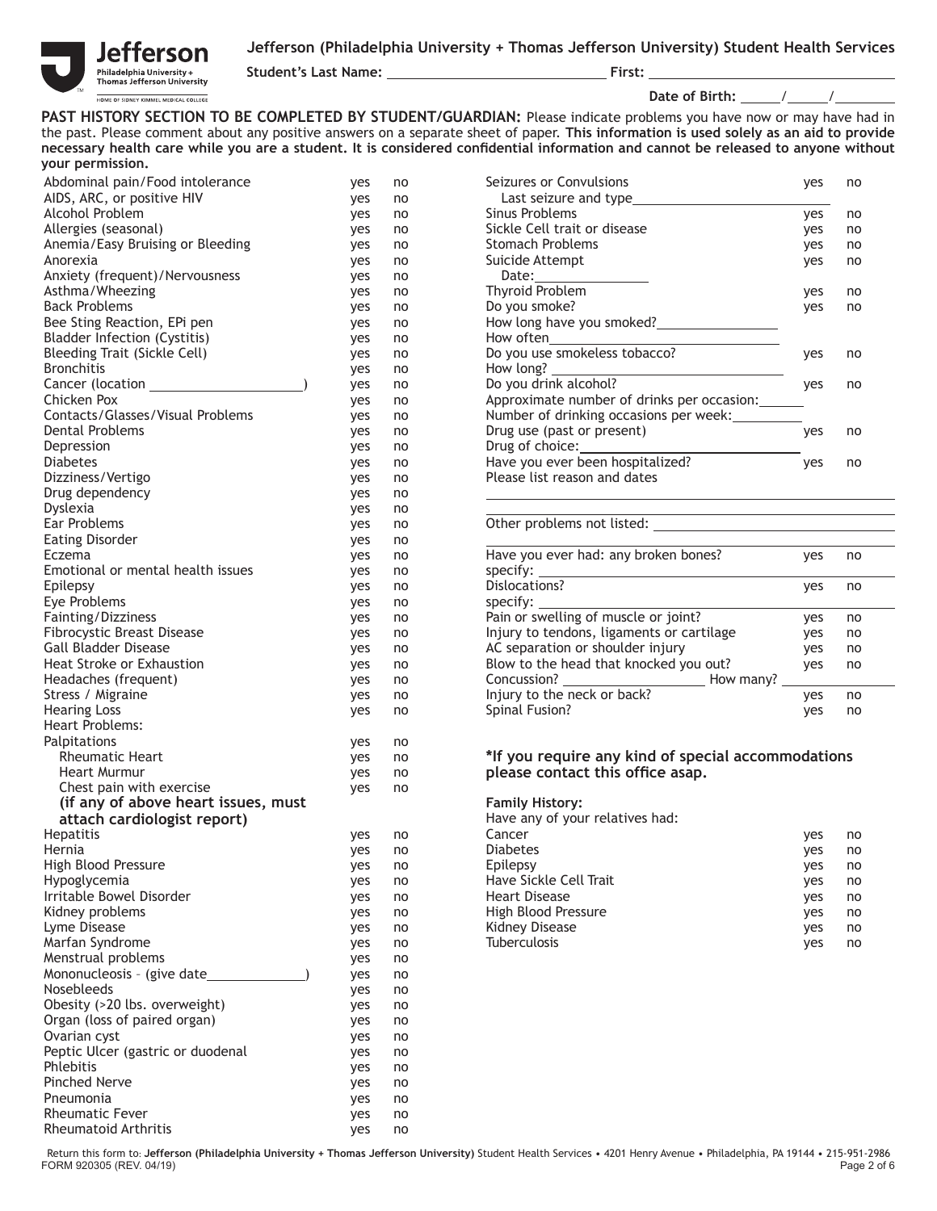**Jefferson (Philadelphia University + Thomas Jefferson University) Student Health Services**

**Student's Last Name:** ______________________ **First:** ______________________

**Date of Birth:** _____/_____/________

**PAST HISTORY SECTION TO BE COMPLETED BY STUDENT/GUARDIAN:** Please indicate problems you have now or may have had in the past. Please comment about any positive answers on a separate sheet of paper. **This information is used solely as an aid to provide necessary health care while you are a student. It is considered confidential information and cannot be released to anyone without your permission.**

| Condition | | |
|---|---|---|
| Abdominal pain/Food intolerance | yes | no |
| AIDS, ARC, or positive HIV | yes | no |
| Alcohol Problem | yes | no |
| Allergies (seasonal) | yes | no |
| Anemia/Easy Bruising or Bleeding | yes | no |
| Anorexia | yes | no |
| Anxiety (frequent)/Nervousness | yes | no |
| Asthma/Wheezing | yes | no |
| Back Problems | yes | no |
| Bee Sting Reaction, EPi pen | yes | no |
| Bladder Infection (Cystitis) | yes | no |
| Bleeding Trait (Sickle Cell) | yes | no |
| Bronchitis | yes | no |
| Cancer (location ____________) | yes | no |
| Chicken Pox | yes | no |
| Contacts/Glasses/Visual Problems | yes | no |
| Dental Problems | yes | no |
| Depression | yes | no |
| Diabetes | yes | no |
| Dizziness/Vertigo | yes | no |
| Drug dependency | yes | no |
| Dyslexia | yes | no |
| Ear Problems | yes | no |
| Eating Disorder | yes | no |
| Eczema | yes | no |
| Emotional or mental health issues | yes | no |
| Epilepsy | yes | no |
| Eye Problems | yes | no |
| Fainting/Dizziness | yes | no |
| Fibrocystic Breast Disease | yes | no |
| Gall Bladder Disease | yes | no |
| Heat Stroke or Exhaustion | yes | no |
| Headaches (frequent) | yes | no |
| Stress / Migraine | yes | no |
| Hearing Loss | yes | no |
| Heart Problems: | | |
| Palpitations | yes | no |
| Rheumatic Heart | yes | no |
| Heart Murmur | yes | no |
| Chest pain with exercise | yes | no |
| **(if any of above heart issues, must attach cardiologist report)** | | |
| Hepatitis | yes | no |
| Hernia | yes | no |
| High Blood Pressure | yes | no |
| Hypoglycemia | yes | no |
| Irritable Bowel Disorder | yes | no |
| Kidney problems | yes | no |
| Lyme Disease | yes | no |
| Marfan Syndrome | yes | no |
| Menstrual problems | yes | no |
| Mononucleosis – (give date ____________) | yes | no |
| Nosebleeds | yes | no |
| Obesity (>20 lbs. overweight) | yes | no |
| Organ (loss of paired organ) | yes | no |
| Ovarian cyst | yes | no |
| Peptic Ulcer (gastric or duodenal | yes | no |
| Phlebitis | yes | no |
| Pinched Nerve | yes | no |
| Pneumonia | yes | no |
| Rheumatic Fever | yes | no |
| Rheumatoid Arthritis | yes | no |
| Seizures or Convulsions | yes | no |
| Last seizure and type ____________ | | |
| Sinus Problems | yes | no |
| Sickle Cell trait or disease | yes | no |
| Stomach Problems | yes | no |
| Suicide Attempt | yes | no |
| Date: ____________ | | |
| Thyroid Problem | yes | no |
| Do you smoke? | yes | no |
| How long have you smoked? ____________ | | |
| How often ____________ | | |
| Do you use smokeless tobacco? | yes | no |
| How long? ____________ | | |
| Do you drink alcohol? | yes | no |
| Approximate number of drinks per occasion: ______ | | |
| Number of drinking occasions per week: ______ | | |
| Drug use (past or present) | yes | no |
| Drug of choice: ____________ | | |
| Have you ever been hospitalized? | yes | no |
| Please list reason and dates ____________ | | |

Other problems not listed: ______________________

| Injury | | |
|---|---|---|
| Have you ever had: any broken bones? | yes | no |
| specify: ____________ | | |
| Dislocations? | yes | no |
| specify: ____________ | | |
| Pain or swelling of muscle or joint? | yes | no |
| Injury to tendons, ligaments or cartilage | yes | no |
| AC separation or shoulder injury | yes | no |
| Blow to the head that knocked you out? | yes | no |
| Concussion? ____________ How many? ______ | | |
| Injury to the neck or back? | yes | no |
| Spinal Fusion? | yes | no |

**\*If you require any kind of special accommodations please contact this office asap.**

**Family History:**

Have any of your relatives had:

| Condition | | |
|---|---|---|
| Cancer | yes | no |
| Diabetes | yes | no |
| Epilepsy | yes | no |
| Have Sickle Cell Trait | yes | no |
| Heart Disease | yes | no |
| High Blood Pressure | yes | no |
| Kidney Disease | yes | no |
| Tuberculosis | yes | no |

Return this form to: **Jefferson (Philadelphia University + Thomas Jefferson University)** Student Health Services • 4201 Henry Avenue • Philadelphia, PA 19144 • 215-951-2986

FORM 920305 (REV. 04/19)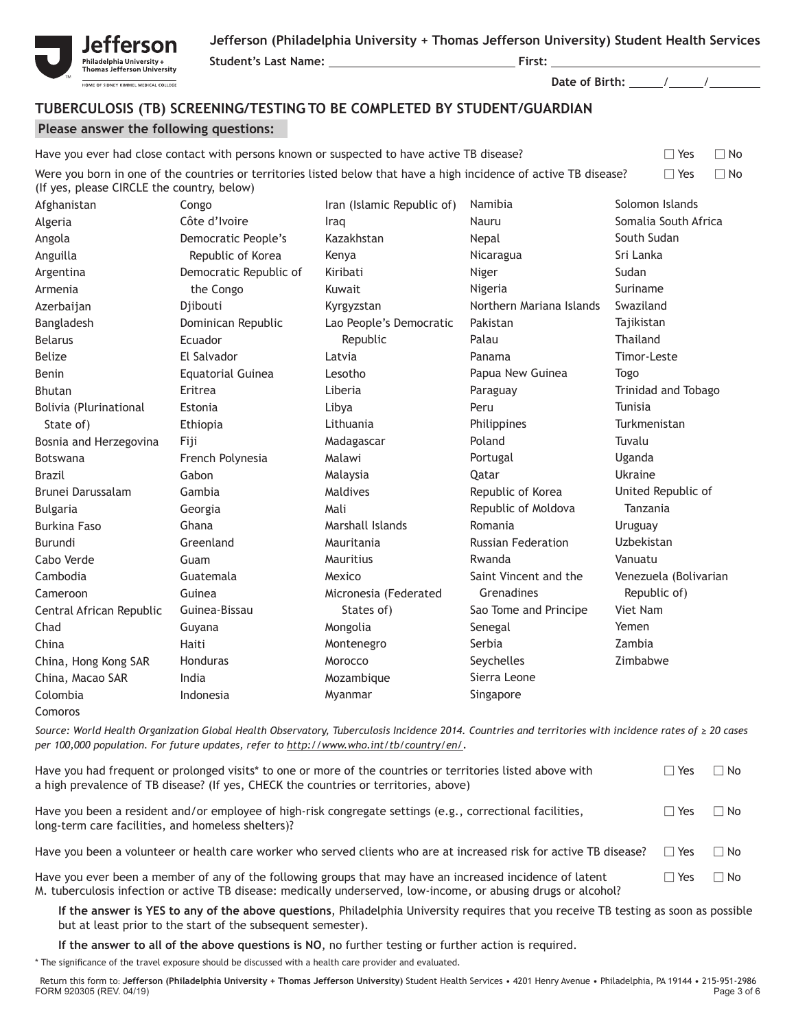Jefferson (Philadelphia University + Thomas Jefferson University) Student Health Services

Student's Last Name: ______________________ First: ______________________

Date of Birth: _____/_____/_______

## TUBERCULOSIS (TB) SCREENING/TESTING TO BE COMPLETED BY STUDENT/GUARDIAN

**Please answer the following questions:**

Have you ever had close contact with persons known or suspected to have active TB disease? ☐ Yes ☐ No

Were you born in one of the countries or territories listed below that have a high incidence of active TB disease? (If yes, please CIRCLE the country, below) ☐ Yes ☐ No

| | | | | |
|---|---|---|---|---|
| Afghanistan | Congo | Iran (Islamic Republic of) | Namibia | Solomon Islands |
| Algeria | Côte d'Ivoire | Iraq | Nauru | Somalia South Africa |
| Angola | Democratic People's Republic of Korea | Kazakhstan | Nepal | South Sudan |
| Anguilla | Democratic Republic of the Congo | Kenya | Nicaragua | Sri Lanka |
| Argentina | Djibouti | Kiribati | Niger | Sudan |
| Armenia | Dominican Republic | Kuwait | Nigeria | Suriname |
| Azerbaijan | Ecuador | Kyrgyzstan | Northern Mariana Islands | Swaziland |
| Bangladesh | El Salvador | Lao People's Democratic Republic | Pakistan | Tajikistan |
| Belarus | Equatorial Guinea | Latvia | Palau | Thailand |
| Belize | Eritrea | Lesotho | Panama | Timor-Leste |
| Benin | Estonia | Liberia | Papua New Guinea | Togo |
| Bhutan | Ethiopia | Libya | Paraguay | Trinidad and Tobago |
| Bolivia (Plurinational State of) | Fiji | Lithuania | Peru | Tunisia |
| Bosnia and Herzegovina | French Polynesia | Madagascar | Philippines | Turkmenistan |
| Botswana | Gabon | Malawi | Poland | Tuvalu |
| Brazil | Gambia | Malaysia | Portugal | Uganda |
| Brunei Darussalam | Georgia | Maldives | Qatar | Ukraine |
| Bulgaria | Ghana | Mali | Republic of Korea | United Republic of Tanzania |
| Burkina Faso | Greenland | Marshall Islands | Republic of Moldova | Uruguay |
| Burundi | Guam | Mauritania | Romania | Uzbekistan |
| Cabo Verde | Guatemala | Mauritius | Russian Federation | Vanuatu |
| Cambodia | Guinea | Mexico | Rwanda | Venezuela (Bolivarian Republic of) |
| Cameroon | Guinea-Bissau | Micronesia (Federated States of) | Saint Vincent and the Grenadines | Viet Nam |
| Central African Republic | Guyana | Mongolia | Sao Tome and Principe | Yemen |
| Chad | Haiti | Montenegro | Senegal | Zambia |
| China | Honduras | Morocco | Serbia | Zimbabwe |
| China, Hong Kong SAR | India | Mozambique | Seychelles | |
| China, Macao SAR | Indonesia | Myanmar | Sierra Leone | |
| Colombia | | | Singapore | |
| Comoros | | | | |

*Source: World Health Organization Global Health Observatory, Tuberculosis Incidence 2014. Countries and territories with incidence rates of ≥ 20 cases per 100,000 population. For future updates, refer to http://www.who.int/tb/country/en/.*

Have you had frequent or prolonged visits* to one or more of the countries or territories listed above with a high prevalence of TB disease? (If yes, CHECK the countries or territories, above) ☐ Yes ☐ No

Have you been a resident and/or employee of high-risk congregate settings (e.g., correctional facilities, long-term care facilities, and homeless shelters)? ☐ Yes ☐ No

Have you been a volunteer or health care worker who served clients who are at increased risk for active TB disease? ☐ Yes ☐ No

Have you ever been a member of any of the following groups that may have an increased incidence of latent M. tuberculosis infection or active TB disease: medically underserved, low-income, or abusing drugs or alcohol? ☐ Yes ☐ No

**If the answer is YES to any of the above questions**, Philadelphia University requires that you receive TB testing as soon as possible but at least prior to the start of the subsequent semester).

**If the answer to all of the above questions is NO**, no further testing or further action is required.

* The significance of the travel exposure should be discussed with a health care provider and evaluated.

Return this form to: **Jefferson (Philadelphia University + Thomas Jefferson University)** Student Health Services • 4201 Henry Avenue • Philadelphia, PA 19144 • 215-951-2986

FORM 920305 (REV. 04/19)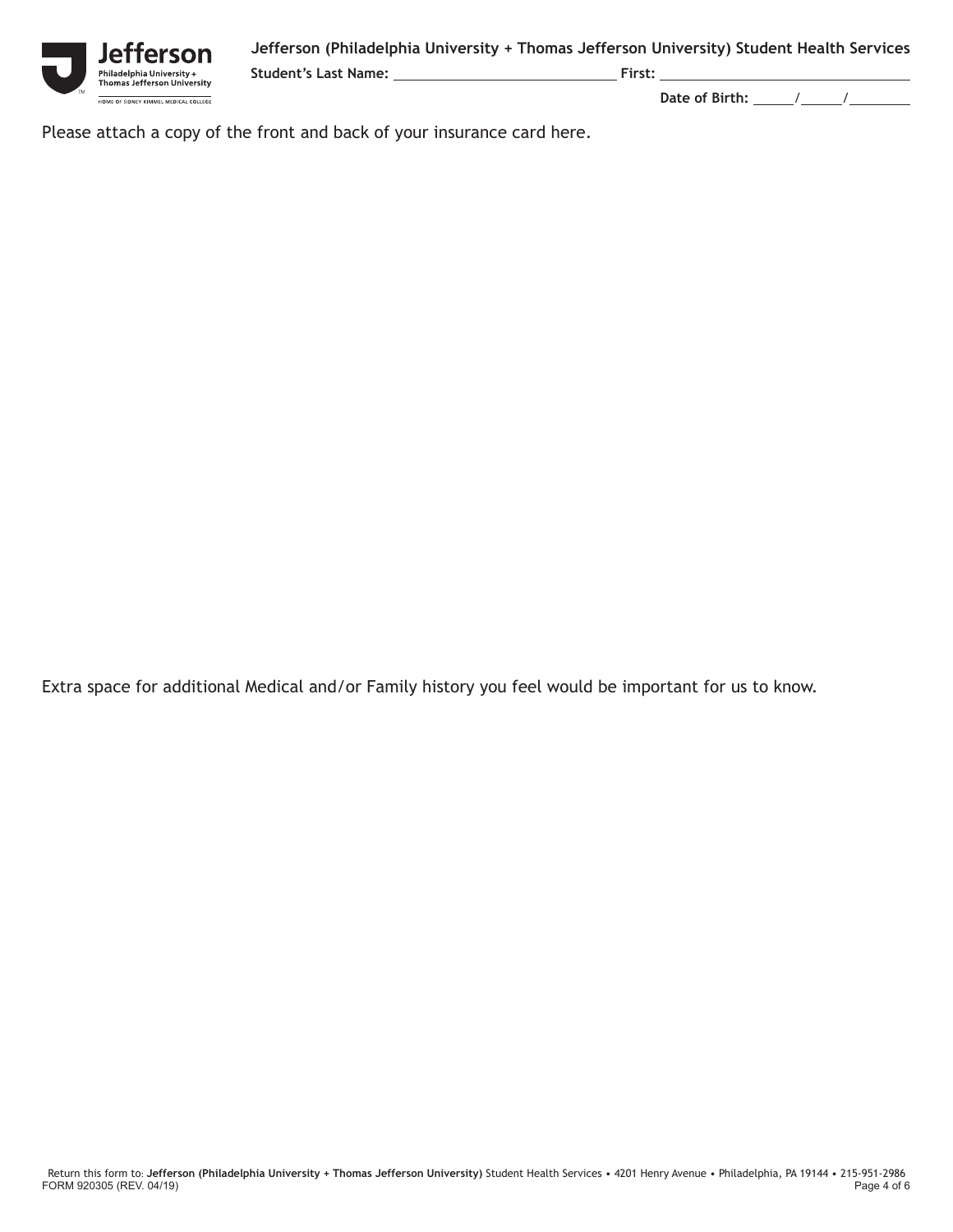**Jefferson (Philadelphia University + Thomas Jefferson University) Student Health Services**

**Student's Last Name:** ______________________________ **First:** ______________________________

**Date of Birth:** _____/_____/________

Please attach a copy of the front and back of your insurance card here.

Extra space for additional Medical and/or Family history you feel would be important for us to know.

Return this form to: **Jefferson (Philadelphia University + Thomas Jefferson University)** Student Health Services • 4201 Henry Avenue • Philadelphia, PA 19144 • 215-951-2986

FORM 920305 (REV. 04/19)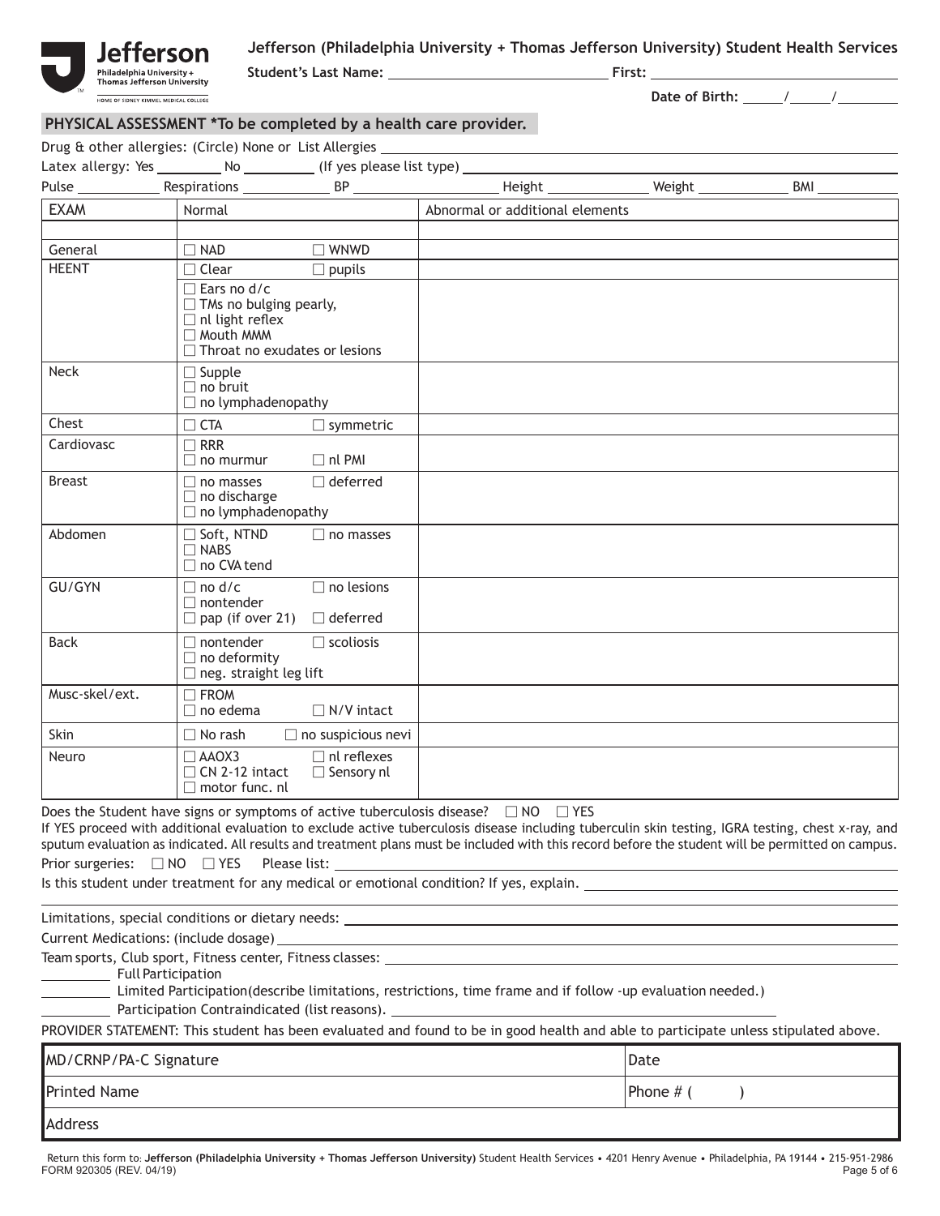**Jefferson (Philadelphia University + Thomas Jefferson University) Student Health Services**

**Student's Last Name:** ____________________ **First:** ____________________

**Date of Birth:** _____/_____/_______

## PHYSICAL ASSESSMENT *To be completed by a health care provider.

Drug & other allergies: (Circle) None or List Allergies ____________________

Latex allergy: Yes ________ No ________ (If yes please list type) ____________________

Pulse __________ Respirations __________ BP __________ Height __________ Weight __________ BMI __________

| EXAM | Normal | Abnormal or additional elements |
|---|---|---|
| | | |
| General | ☐ NAD ☐ WNWD | |
| HEENT | ☐ Clear ☐ pupils | |
| | ☐ Ears no d/c<br>☐ TMs no bulging pearly,<br>☐ nl light reflex<br>☐ Mouth MMM<br>☐ Throat no exudates or lesions | |
| Neck | ☐ Supple<br>☐ no bruit<br>☐ no lymphadenopathy | |
| Chest | ☐ CTA ☐ symmetric | |
| Cardiovasc | ☐ RRR<br>☐ no murmur ☐ nl PMI | |
| Breast | ☐ no masses ☐ deferred<br>☐ no discharge<br>☐ no lymphadenopathy | |
| Abdomen | ☐ Soft, NTND ☐ no masses<br>☐ NABS<br>☐ no CVA tend | |
| GU/GYN | ☐ no d/c ☐ no lesions<br>☐ nontender<br>☐ pap (if over 21) ☐ deferred | |
| Back | ☐ nontender ☐ scoliosis<br>☐ no deformity<br>☐ neg. straight leg lift | |
| Musc-skel/ext. | ☐ FROM<br>☐ no edema ☐ N/V intact | |
| Skin | ☐ No rash ☐ no suspicious nevi | |
| Neuro | ☐ AAOX3 ☐ nl reflexes<br>☐ CN 2-12 intact ☐ Sensory nl<br>☐ motor func. nl | |

Does the Student have signs or symptoms of active tuberculosis disease? ☐ NO ☐ YES

If YES proceed with additional evaluation to exclude active tuberculosis disease including tuberculin skin testing, IGRA testing, chest x-ray, and sputum evaluation as indicated. All results and treatment plans must be included with this record before the student will be permitted on campus.

Prior surgeries: ☐ NO ☐ YES Please list: ____________________

Is this student under treatment for any medical or emotional condition? If yes, explain. ____________________

____________________

Limitations, special conditions or dietary needs: ____________________

Current Medications: (include dosage) ____________________

Team sports, Club sport, Fitness center, Fitness classes: ____________________

________ Full Participation

________ Limited Participation(describe limitations, restrictions, time frame and if follow -up evaluation needed.)

________ Participation Contraindicated (list reasons). ____________________

PROVIDER STATEMENT: This student has been evaluated and found to be in good health and able to participate unless stipulated above.

| MD/CRNP/PA-C Signature | Date |
|---|---|
| Printed Name | Phone # ( ) |
| Address | |

Return this form to: **Jefferson (Philadelphia University + Thomas Jefferson University)** Student Health Services • 4201 Henry Avenue • Philadelphia, PA 19144 • 215-951-2986

FORM 920305 (REV. 04/19)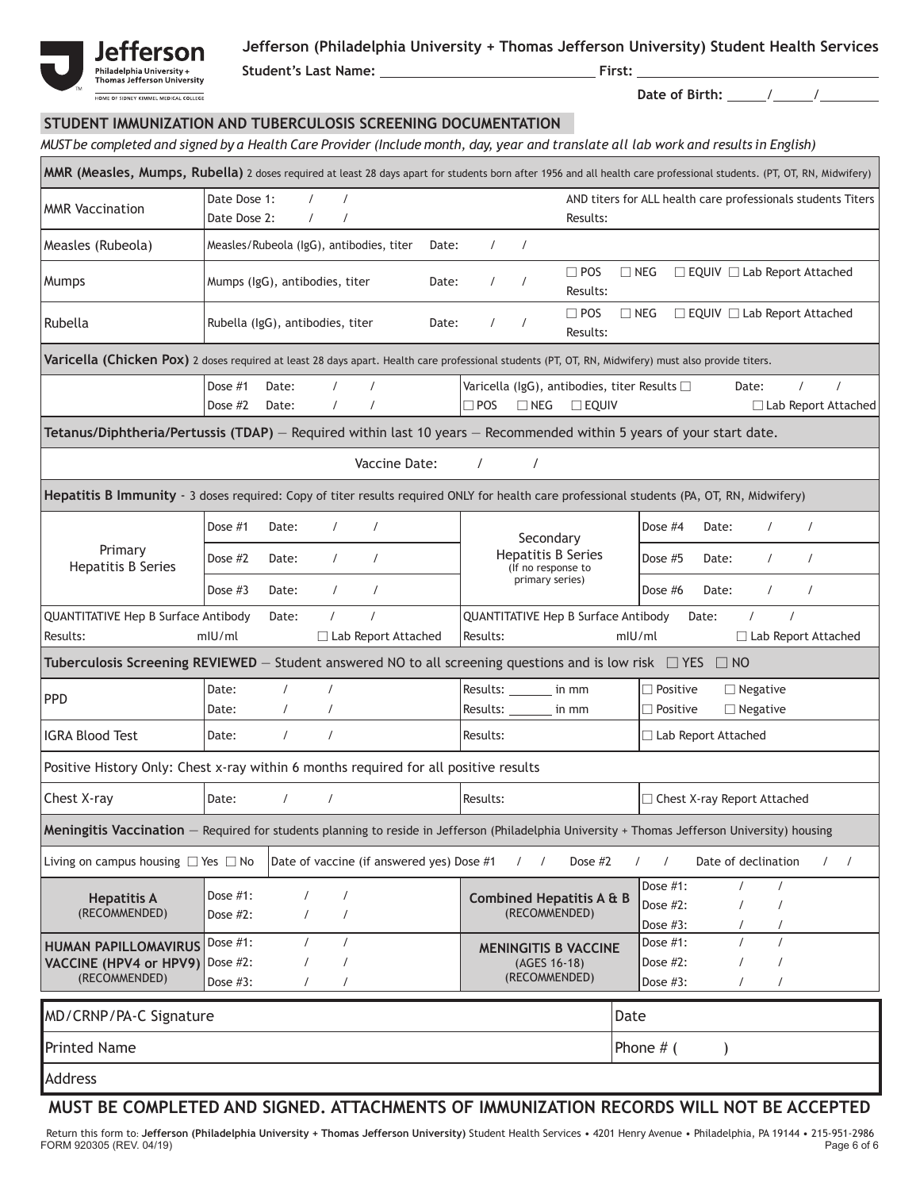**Jefferson** Philadelphia University + Thomas Jefferson University
HOME OF SIDNEY KIMMEL MEDICAL COLLEGE

**Jefferson (Philadelphia University + Thomas Jefferson University) Student Health Services**

**Student's Last Name:** ______________________ **First:** ______________________

**Date of Birth:** ____/____/______

## STUDENT IMMUNIZATION AND TUBERCULOSIS SCREENING DOCUMENTATION

*MUST be completed and signed by a Health Care Provider (Include month, day, year and translate all lab work and results in English)*

**MMR (Measles, Mumps, Rubella)** 2 doses required at least 28 days apart for students born after 1956 and all health care professional students. (PT, OT, RN, Midwifery)

| | | |
|---|---|---|
| MMR Vaccination | Date Dose 1: / / <br> Date Dose 2: / / | AND titers for ALL health care professionals students Titers Results: |
| Measles (Rubeola) | Measles/Rubeola (IgG), antibodies, titer Date: / / | |
| Mumps | Mumps (IgG), antibodies, titer Date: / / | ☐ POS ☐ NEG ☐ EQUIV ☐ Lab Report Attached <br> Results: |
| Rubella | Rubella (IgG), antibodies, titer Date: / / | ☐ POS ☐ NEG ☐ EQUIV ☐ Lab Report Attached <br> Results: |

**Varicella (Chicken Pox)** 2 doses required at least 28 days apart. Health care professional students (PT, OT, RN, Midwifery) must also provide titers.

| | | |
|---|---|---|
| | Dose #1 Date: / / <br> Dose #2 Date: / / | Varicella (IgG), antibodies, titer Results ☐ Date: / / <br> ☐ POS ☐ NEG ☐ EQUIV ☐ Lab Report Attached |

**Tetanus/Diphtheria/Pertussis (TDAP)** — Required within last 10 years — Recommended within 5 years of your start date.

Vaccine Date: / /

**Hepatitis B Immunity** - 3 doses required: Copy of titer results required ONLY for health care professional students (PA, OT, RN, Midwifery)

| | | | |
|---|---|---|---|
| Primary Hepatitis B Series | Dose #1 Date: / / | Secondary Hepatitis B Series (If no response to primary series) | Dose #4 Date: / / |
| | Dose #2 Date: / / | | Dose #5 Date: / / |
| | Dose #3 Date: / / | | Dose #6 Date: / / |
| QUANTITATIVE Hep B Surface Antibody Date: / / <br> Results: mIU/ml ☐ Lab Report Attached | | QUANTITATIVE Hep B Surface Antibody Date: / / <br> Results: mIU/ml ☐ Lab Report Attached | |

**Tuberculosis Screening REVIEWED** — Student answered NO to all screening questions and is low risk ☐ YES ☐ NO

| | | | |
|---|---|---|---|
| PPD | Date: / / <br> Date: / / | Results: ______ in mm <br> Results: ______ in mm | ☐ Positive ☐ Negative <br> ☐ Positive ☐ Negative |
| IGRA Blood Test | Date: / / | Results: | ☐ Lab Report Attached |

Positive History Only: Chest x-ray within 6 months required for all positive results

| | | | |
|---|---|---|---|
| Chest X-ray | Date: / / | Results: | ☐ Chest X-ray Report Attached |

**Meningitis Vaccination** — Required for students planning to reside in Jefferson (Philadelphia University + Thomas Jefferson University) housing

Living on campus housing ☐ Yes ☐ No | Date of vaccine (if answered yes) Dose #1 / / Dose #2 / / Date of declination / /

| | | | |
|---|---|---|---|
| **Hepatitis A** (RECOMMENDED) | Dose #1: / / <br> Dose #2: / / | **Combined Hepatitis A & B** (RECOMMENDED) | Dose #1: / / <br> Dose #2: / / <br> Dose #3: / / |
| **HUMAN PAPILLOMAVIRUS VACCINE (HPV4 or HPV9)** (RECOMMENDED) | Dose #1: / / <br> Dose #2: / / <br> Dose #3: / / | **MENINGITIS B VACCINE** (AGES 16-18) (RECOMMENDED) | Dose #1: / / <br> Dose #2: / / <br> Dose #3: / / |

| | |
|---|---|
| MD/CRNP/PA-C Signature | Date |
| Printed Name | Phone # ( ) |
| Address | |

**MUST BE COMPLETED AND SIGNED. ATTACHMENTS OF IMMUNIZATION RECORDS WILL NOT BE ACCEPTED**

Return this form to: **Jefferson (Philadelphia University + Thomas Jefferson University)** Student Health Services • 4201 Henry Avenue • Philadelphia, PA 19144 • 215-951-2986
FORM 920305 (REV. 04/19)